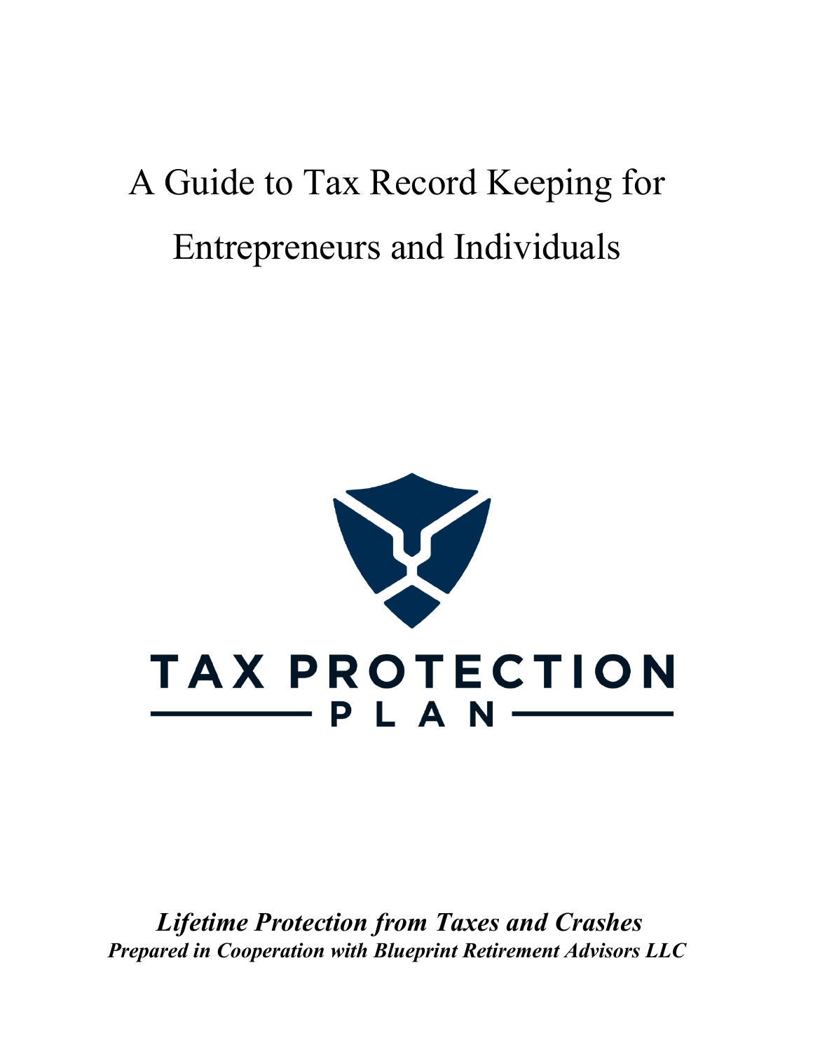# A Guide to Tax Record Keeping for Entrepreneurs and Individuals

TAX PROTECTION PLAN

***Lifetime Protection from Taxes and Crashes***

***Prepared in Cooperation with Blueprint Retirement Advisors LLC***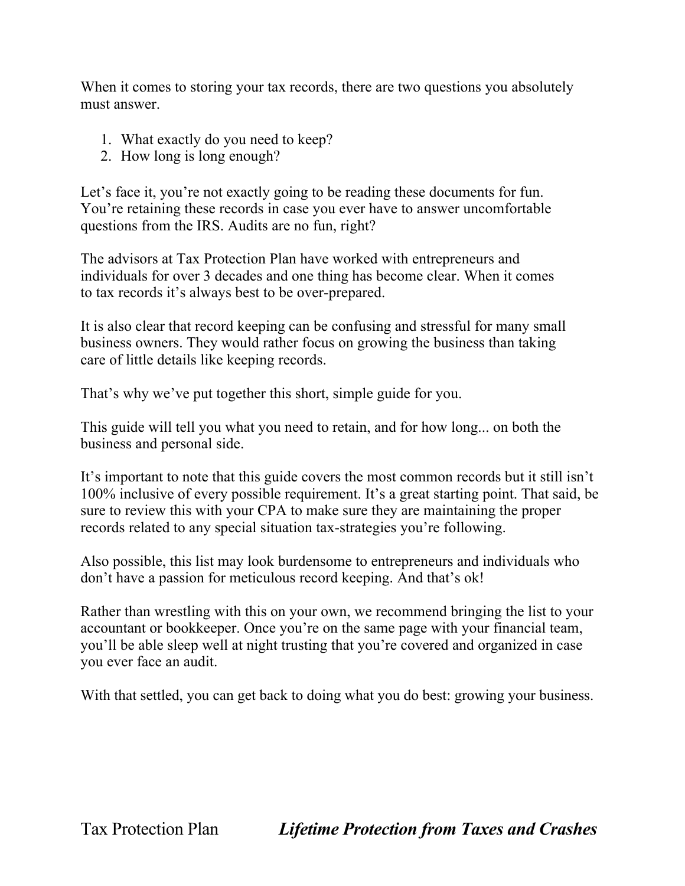When it comes to storing your tax records, there are two questions you absolutely must answer.

1. What exactly do you need to keep?
2. How long is long enough?

Let's face it, you're not exactly going to be reading these documents for fun. You're retaining these records in case you ever have to answer uncomfortable questions from the IRS. Audits are no fun, right?

The advisors at Tax Protection Plan have worked with entrepreneurs and individuals for over 3 decades and one thing has become clear. When it comes to tax records it's always best to be over-prepared.

It is also clear that record keeping can be confusing and stressful for many small business owners. They would rather focus on growing the business than taking care of little details like keeping records.

That's why we've put together this short, simple guide for you.

This guide will tell you what you need to retain, and for how long... on both the business and personal side.

It's important to note that this guide covers the most common records but it still isn't 100% inclusive of every possible requirement. It's a great starting point. That said, be sure to review this with your CPA to make sure they are maintaining the proper records related to any special situation tax-strategies you're following.

Also possible, this list may look burdensome to entrepreneurs and individuals who don't have a passion for meticulous record keeping. And that's ok!

Rather than wrestling with this on your own, we recommend bringing the list to your accountant or bookkeeper. Once you're on the same page with your financial team, you'll be able sleep well at night trusting that you're covered and organized in case you ever face an audit.

With that settled, you can get back to doing what you do best: growing your business.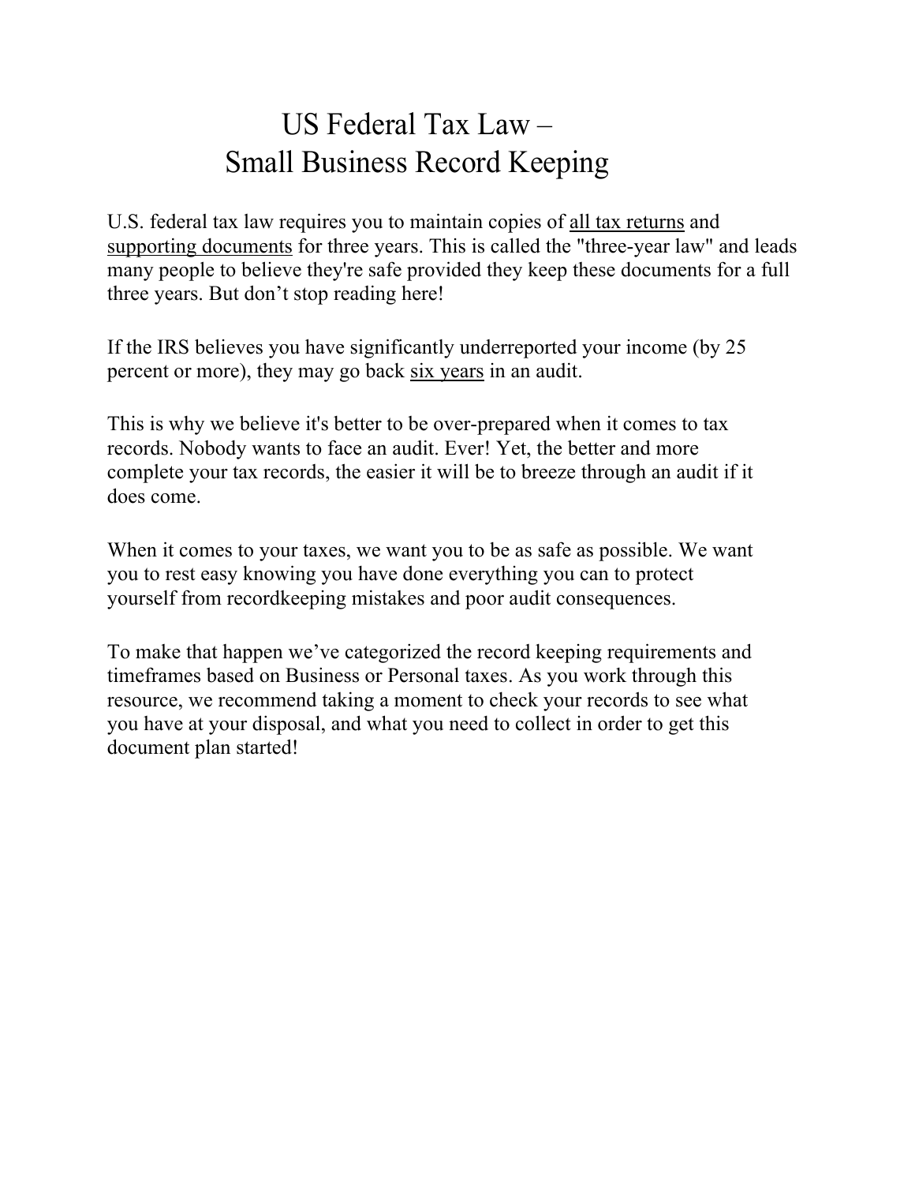# US Federal Tax Law –
# Small Business Record Keeping

U.S. federal tax law requires you to maintain copies of <u>all tax returns</u> and <u>supporting documents</u> for three years. This is called the "three-year law" and leads many people to believe they're safe provided they keep these documents for a full three years. But don't stop reading here!

If the IRS believes you have significantly underreported your income (by 25 percent or more), they may go back <u>six years</u> in an audit.

This is why we believe it's better to be over-prepared when it comes to tax records. Nobody wants to face an audit. Ever! Yet, the better and more complete your tax records, the easier it will be to breeze through an audit if it does come.

When it comes to your taxes, we want you to be as safe as possible. We want you to rest easy knowing you have done everything you can to protect yourself from recordkeeping mistakes and poor audit consequences.

To make that happen we've categorized the record keeping requirements and timeframes based on Business or Personal taxes. As you work through this resource, we recommend taking a moment to check your records to see what you have at your disposal, and what you need to collect in order to get this document plan started!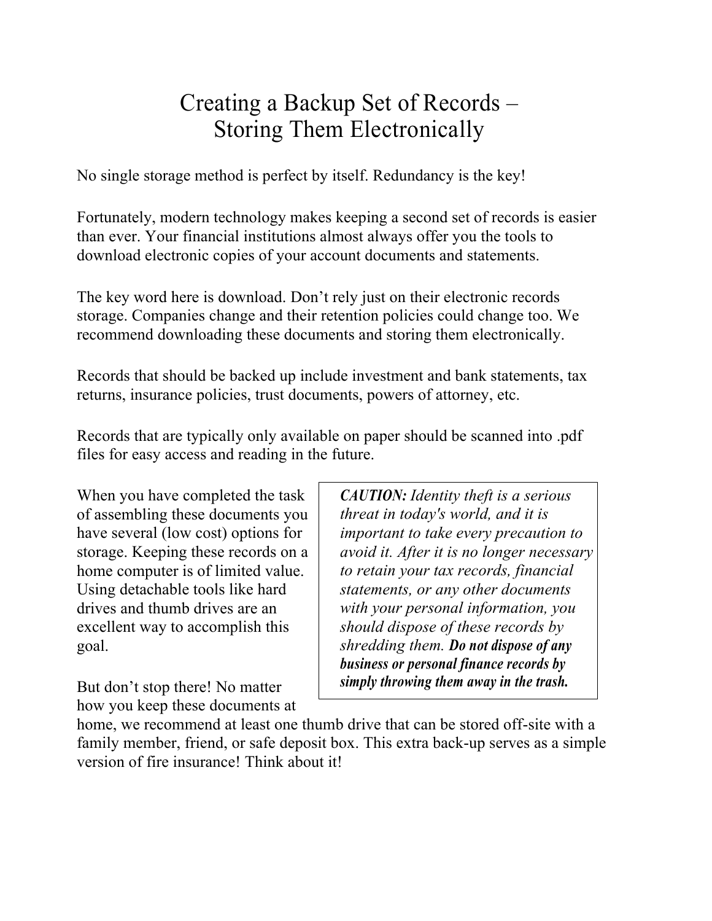# Creating a Backup Set of Records – Storing Them Electronically

No single storage method is perfect by itself. Redundancy is the key!

Fortunately, modern technology makes keeping a second set of records is easier than ever. Your financial institutions almost always offer you the tools to download electronic copies of your account documents and statements.

The key word here is download. Don't rely just on their electronic records storage. Companies change and their retention policies could change too. We recommend downloading these documents and storing them electronically.

Records that should be backed up include investment and bank statements, tax returns, insurance policies, trust documents, powers of attorney, etc.

Records that are typically only available on paper should be scanned into .pdf files for easy access and reading in the future.

When you have completed the task of assembling these documents you have several (low cost) options for storage. Keeping these records on a home computer is of limited value. Using detachable tools like hard drives and thumb drives are an excellent way to accomplish this goal.

But don't stop there! No matter how you keep these documents at home, we recommend at least one thumb drive that can be stored off-site with a family member, friend, or safe deposit box. This extra back-up serves as a simple version of fire insurance! Think about it!

> ***CAUTION:*** *Identity theft is a serious threat in today's world, and it is important to take every precaution to avoid it. After it is no longer necessary to retain your tax records, financial statements, or any other documents with your personal information, you should dispose of these records by shredding them.* ***Do not dispose of any business or personal finance records by simply throwing them away in the trash.***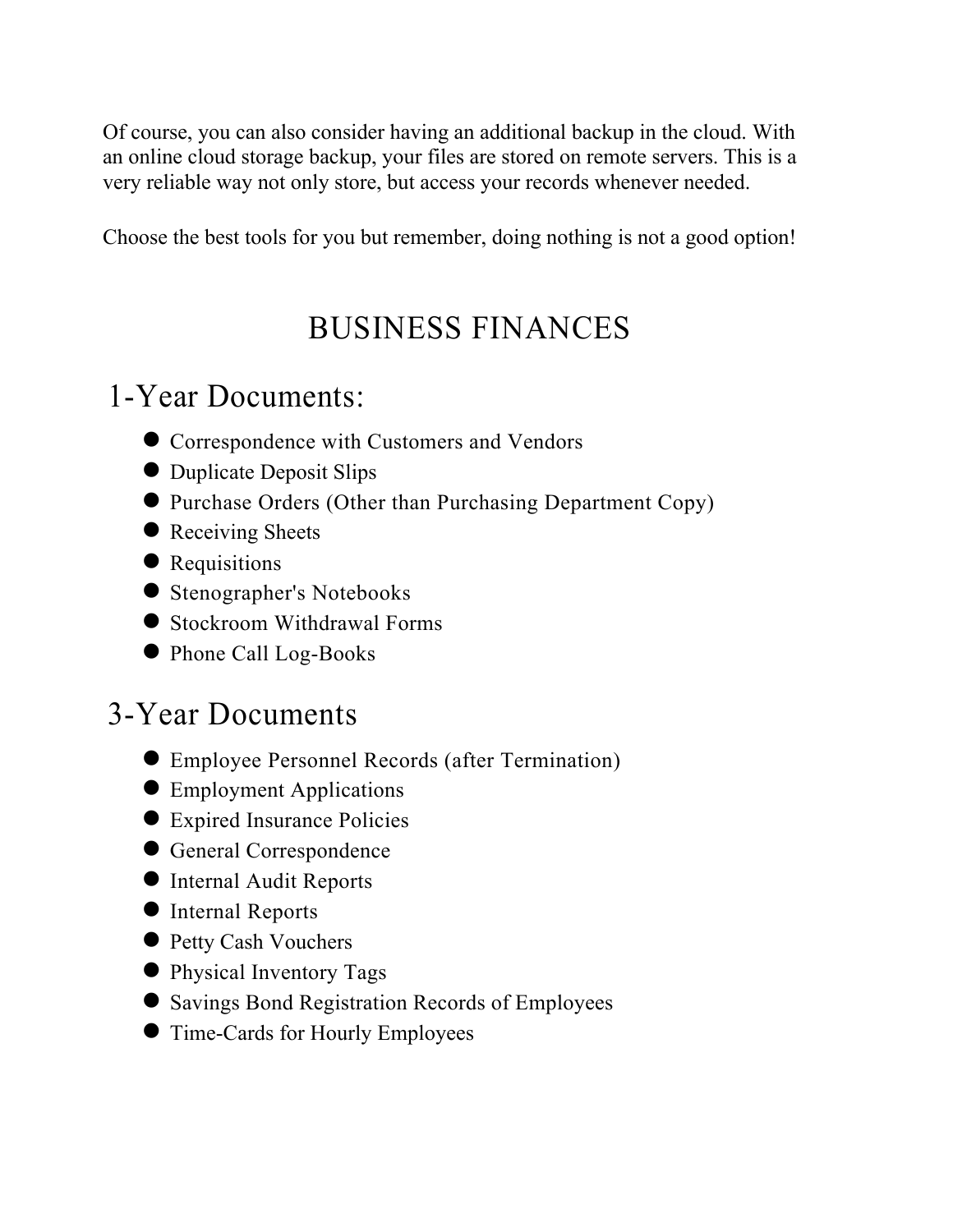Of course, you can also consider having an additional backup in the cloud. With an online cloud storage backup, your files are stored on remote servers. This is a very reliable way not only store, but access your records whenever needed.

Choose the best tools for you but remember, doing nothing is not a good option!

# BUSINESS FINANCES

## 1-Year Documents:

- Correspondence with Customers and Vendors
- Duplicate Deposit Slips
- Purchase Orders (Other than Purchasing Department Copy)
- Receiving Sheets
- Requisitions
- Stenographer's Notebooks
- Stockroom Withdrawal Forms
- Phone Call Log-Books

## 3-Year Documents

- Employee Personnel Records (after Termination)
- Employment Applications
- Expired Insurance Policies
- General Correspondence
- Internal Audit Reports
- Internal Reports
- Petty Cash Vouchers
- Physical Inventory Tags
- Savings Bond Registration Records of Employees
- Time-Cards for Hourly Employees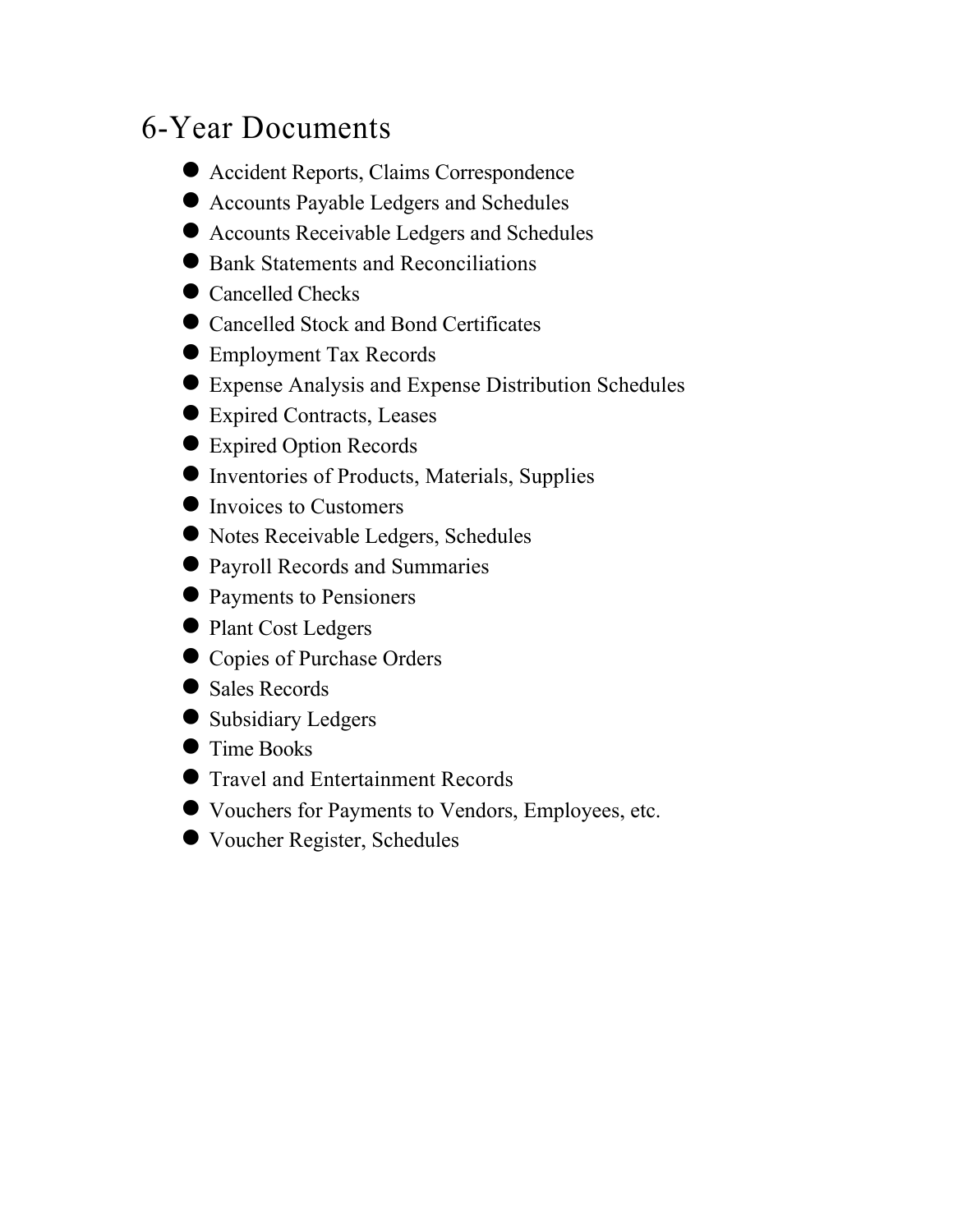# 6-Year Documents

- Accident Reports, Claims Correspondence
- Accounts Payable Ledgers and Schedules
- Accounts Receivable Ledgers and Schedules
- Bank Statements and Reconciliations
- Cancelled Checks
- Cancelled Stock and Bond Certificates
- Employment Tax Records
- Expense Analysis and Expense Distribution Schedules
- Expired Contracts, Leases
- Expired Option Records
- Inventories of Products, Materials, Supplies
- Invoices to Customers
- Notes Receivable Ledgers, Schedules
- Payroll Records and Summaries
- Payments to Pensioners
- Plant Cost Ledgers
- Copies of Purchase Orders
- Sales Records
- Subsidiary Ledgers
- Time Books
- Travel and Entertainment Records
- Vouchers for Payments to Vendors, Employees, etc.
- Voucher Register, Schedules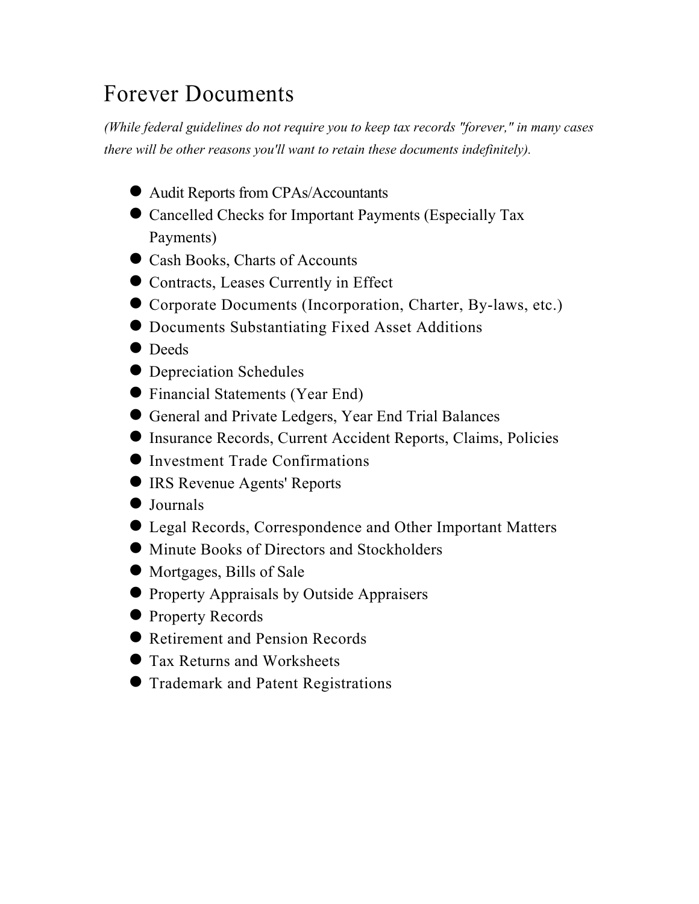# Forever Documents

*(While federal guidelines do not require you to keep tax records "forever," in many cases there will be other reasons you'll want to retain these documents indefinitely).*

- Audit Reports from CPAs/Accountants
- Cancelled Checks for Important Payments (Especially Tax Payments)
- Cash Books, Charts of Accounts
- Contracts, Leases Currently in Effect
- Corporate Documents (Incorporation, Charter, By-laws, etc.)
- Documents Substantiating Fixed Asset Additions
- Deeds
- Depreciation Schedules
- Financial Statements (Year End)
- General and Private Ledgers, Year End Trial Balances
- Insurance Records, Current Accident Reports, Claims, Policies
- Investment Trade Confirmations
- IRS Revenue Agents' Reports
- Journals
- Legal Records, Correspondence and Other Important Matters
- Minute Books of Directors and Stockholders
- Mortgages, Bills of Sale
- Property Appraisals by Outside Appraisers
- Property Records
- Retirement and Pension Records
- Tax Returns and Worksheets
- Trademark and Patent Registrations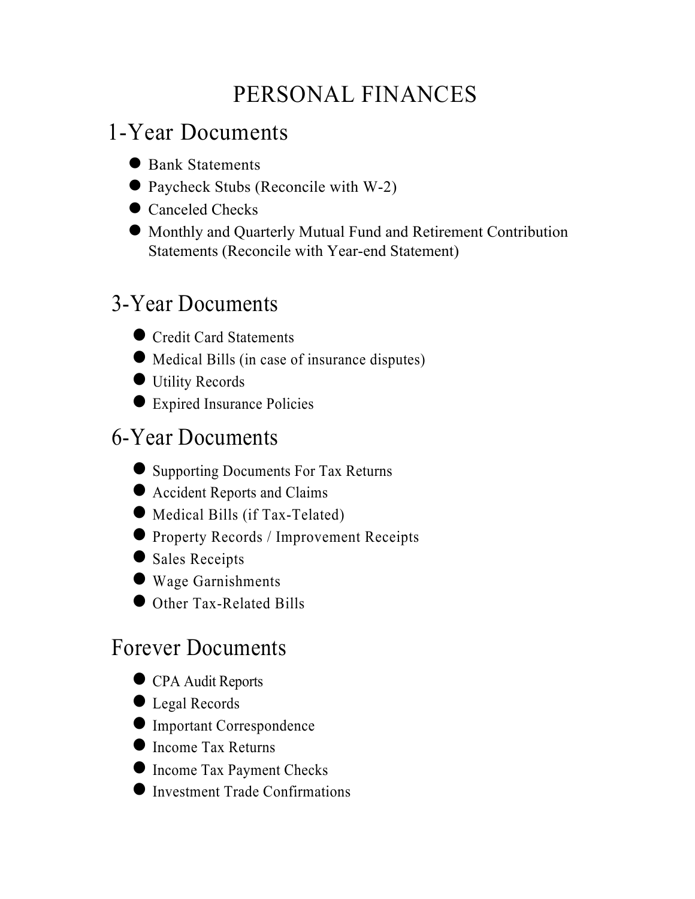# PERSONAL FINANCES

## 1-Year Documents

- Bank Statements
- Paycheck Stubs (Reconcile with W-2)
- Canceled Checks
- Monthly and Quarterly Mutual Fund and Retirement Contribution Statements (Reconcile with Year-end Statement)

## 3-Year Documents

- Credit Card Statements
- Medical Bills (in case of insurance disputes)
- Utility Records
- Expired Insurance Policies

## 6-Year Documents

- Supporting Documents For Tax Returns
- Accident Reports and Claims
- Medical Bills (if Tax-Telated)
- Property Records / Improvement Receipts
- Sales Receipts
- Wage Garnishments
- Other Tax-Related Bills

## Forever Documents

- CPA Audit Reports
- Legal Records
- Important Correspondence
- Income Tax Returns
- Income Tax Payment Checks
- Investment Trade Confirmations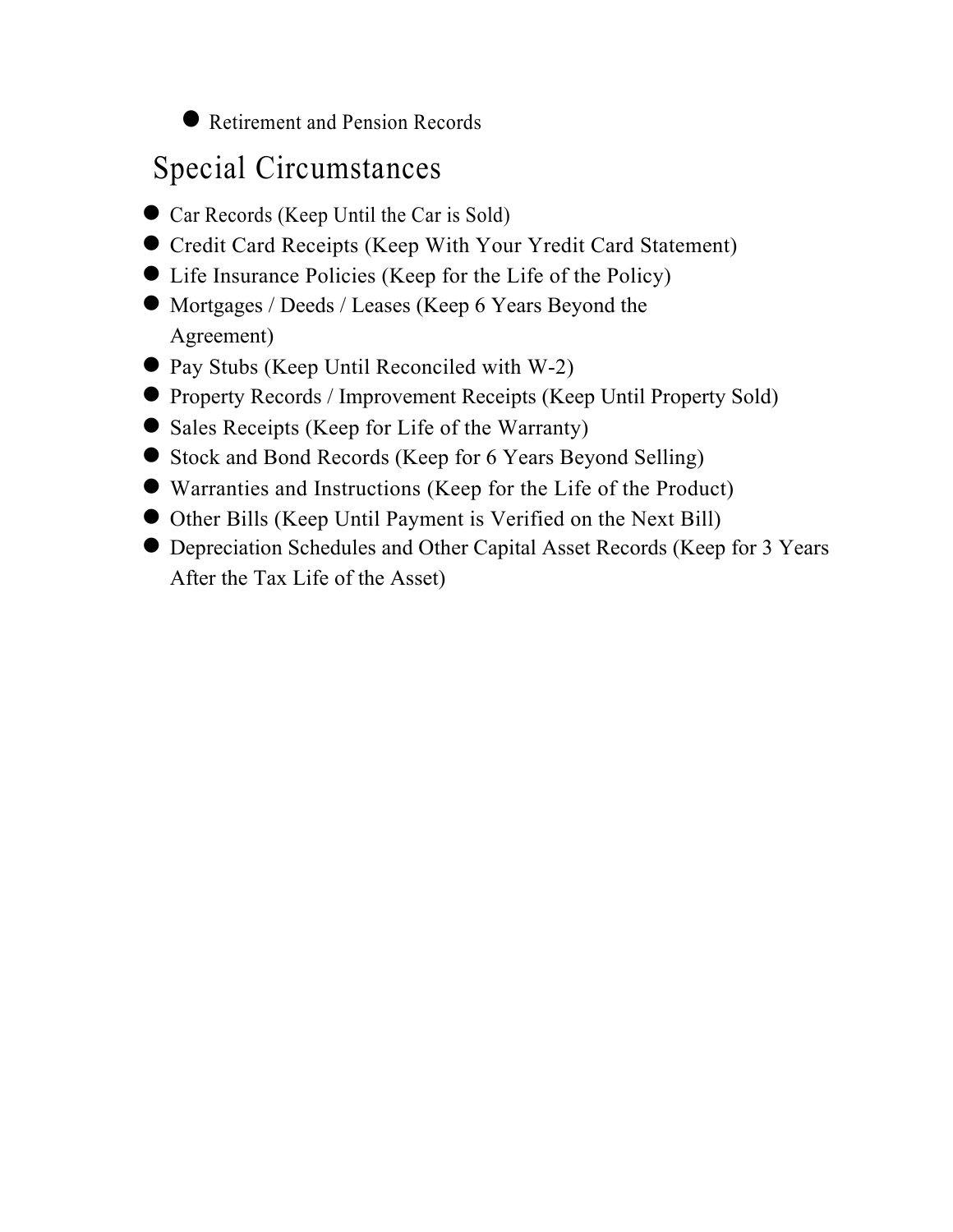- Retirement and Pension Records

## Special Circumstances

- Car Records (Keep Until the Car is Sold)
- Credit Card Receipts (Keep With Your Yredit Card Statement)
- Life Insurance Policies (Keep for the Life of the Policy)
- Mortgages / Deeds / Leases (Keep 6 Years Beyond the Agreement)
- Pay Stubs (Keep Until Reconciled with W-2)
- Property Records / Improvement Receipts (Keep Until Property Sold)
- Sales Receipts (Keep for Life of the Warranty)
- Stock and Bond Records (Keep for 6 Years Beyond Selling)
- Warranties and Instructions (Keep for the Life of the Product)
- Other Bills (Keep Until Payment is Verified on the Next Bill)
- Depreciation Schedules and Other Capital Asset Records (Keep for 3 Years After the Tax Life of the Asset)